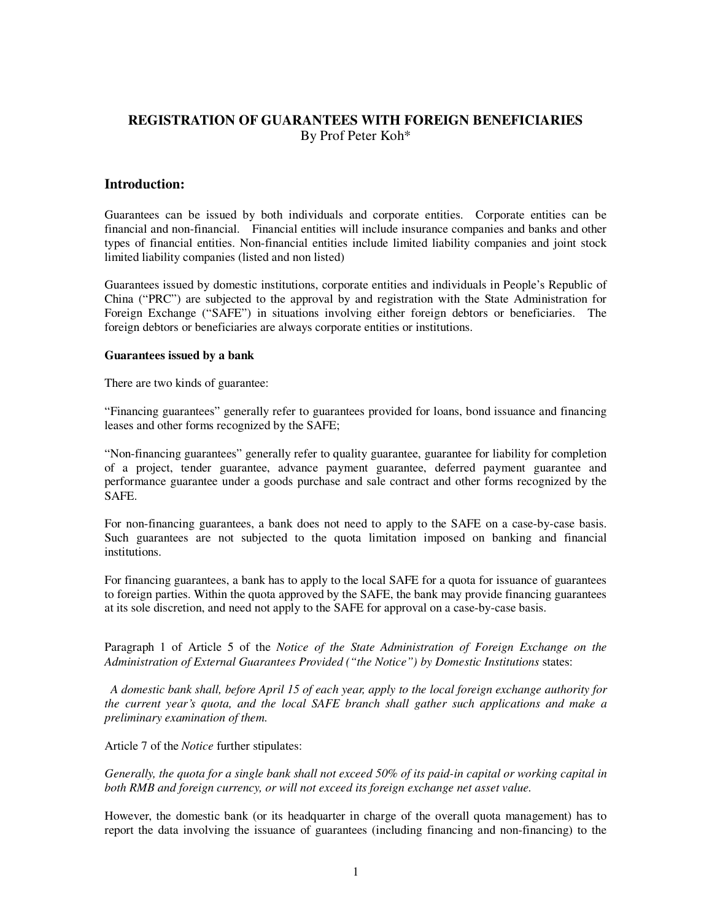# REGISTRATION OF GUARANTEES WITH FOREIGN BENEFICIARIES

By Prof Peter Koh*

## Introduction:

Guarantees can be issued by both individuals and corporate entities. Corporate entities can be financial and non-financial. Financial entities will include insurance companies and banks and other types of financial entities. Non-financial entities include limited liability companies and joint stock limited liability companies (listed and non listed)

Guarantees issued by domestic institutions, corporate entities and individuals in People's Republic of China ("PRC") are subjected to the approval by and registration with the State Administration for Foreign Exchange ("SAFE") in situations involving either foreign debtors or beneficiaries. The foreign debtors or beneficiaries are always corporate entities or institutions.

**Guarantees issued by a bank**

There are two kinds of guarantee:

"Financing guarantees" generally refer to guarantees provided for loans, bond issuance and financing leases and other forms recognized by the SAFE;

"Non-financing guarantees" generally refer to quality guarantee, guarantee for liability for completion of a project, tender guarantee, advance payment guarantee, deferred payment guarantee and performance guarantee under a goods purchase and sale contract and other forms recognized by the SAFE.

For non-financing guarantees, a bank does not need to apply to the SAFE on a case-by-case basis. Such guarantees are not subjected to the quota limitation imposed on banking and financial institutions.

For financing guarantees, a bank has to apply to the local SAFE for a quota for issuance of guarantees to foreign parties. Within the quota approved by the SAFE, the bank may provide financing guarantees at its sole discretion, and need not apply to the SAFE for approval on a case-by-case basis.

Paragraph 1 of Article 5 of the *Notice of the State Administration of Foreign Exchange on the Administration of External Guarantees Provided ("the Notice") by Domestic Institutions* states:

*A domestic bank shall, before April 15 of each year, apply to the local foreign exchange authority for the current year's quota, and the local SAFE branch shall gather such applications and make a preliminary examination of them.*

Article 7 of the *Notice* further stipulates:

*Generally, the quota for a single bank shall not exceed 50% of its paid-in capital or working capital in both RMB and foreign currency, or will not exceed its foreign exchange net asset value.*

However, the domestic bank (or its headquarter in charge of the overall quota management) has to report the data involving the issuance of guarantees (including financing and non-financing) to the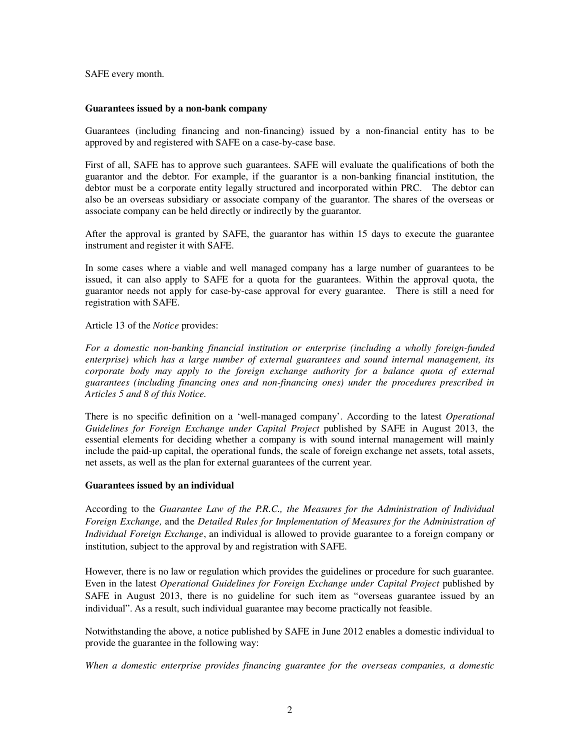SAFE every month.

**Guarantees issued by a non-bank company**

Guarantees (including financing and non-financing) issued by a non-financial entity has to be approved by and registered with SAFE on a case-by-case base.

First of all, SAFE has to approve such guarantees. SAFE will evaluate the qualifications of both the guarantor and the debtor. For example, if the guarantor is a non-banking financial institution, the debtor must be a corporate entity legally structured and incorporated within PRC. The debtor can also be an overseas subsidiary or associate company of the guarantor. The shares of the overseas or associate company can be held directly or indirectly by the guarantor.

After the approval is granted by SAFE, the guarantor has within 15 days to execute the guarantee instrument and register it with SAFE.

In some cases where a viable and well managed company has a large number of guarantees to be issued, it can also apply to SAFE for a quota for the guarantees. Within the approval quota, the guarantor needs not apply for case-by-case approval for every guarantee. There is still a need for registration with SAFE.

Article 13 of the *Notice* provides:

*For a domestic non-banking financial institution or enterprise (including a wholly foreign-funded enterprise) which has a large number of external guarantees and sound internal management, its corporate body may apply to the foreign exchange authority for a balance quota of external guarantees (including financing ones and non-financing ones) under the procedures prescribed in Articles 5 and 8 of this Notice.*

There is no specific definition on a 'well-managed company'. According to the latest *Operational Guidelines for Foreign Exchange under Capital Project* published by SAFE in August 2013, the essential elements for deciding whether a company is with sound internal management will mainly include the paid-up capital, the operational funds, the scale of foreign exchange net assets, total assets, net assets, as well as the plan for external guarantees of the current year.

**Guarantees issued by an individual**

According to the *Guarantee Law of the P.R.C., the Measures for the Administration of Individual Foreign Exchange,* and the *Detailed Rules for Implementation of Measures for the Administration of Individual Foreign Exchange*, an individual is allowed to provide guarantee to a foreign company or institution, subject to the approval by and registration with SAFE.

However, there is no law or regulation which provides the guidelines or procedure for such guarantee. Even in the latest *Operational Guidelines for Foreign Exchange under Capital Project* published by SAFE in August 2013, there is no guideline for such item as "overseas guarantee issued by an individual". As a result, such individual guarantee may become practically not feasible.

Notwithstanding the above, a notice published by SAFE in June 2012 enables a domestic individual to provide the guarantee in the following way:

*When a domestic enterprise provides financing guarantee for the overseas companies, a domestic*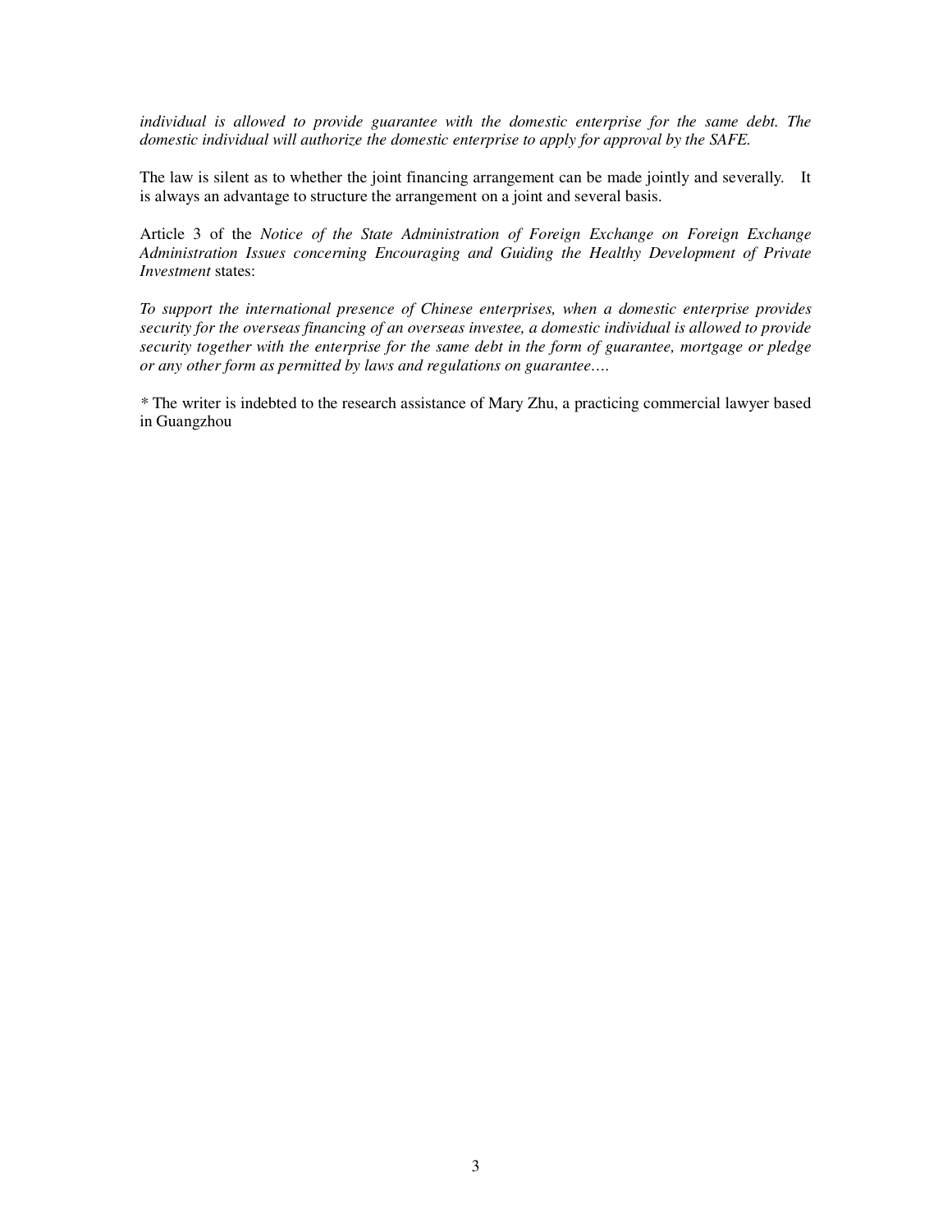*individual is allowed to provide guarantee with the domestic enterprise for the same debt. The domestic individual will authorize the domestic enterprise to apply for approval by the SAFE.*

The law is silent as to whether the joint financing arrangement can be made jointly and severally. It is always an advantage to structure the arrangement on a joint and several basis.

Article 3 of the *Notice of the State Administration of Foreign Exchange on Foreign Exchange Administration Issues concerning Encouraging and Guiding the Healthy Development of Private Investment* states:

*To support the international presence of Chinese enterprises, when a domestic enterprise provides security for the overseas financing of an overseas investee, a domestic individual is allowed to provide security together with the enterprise for the same debt in the form of guarantee, mortgage or pledge or any other form as permitted by laws and regulations on guarantee….*

\* The writer is indebted to the research assistance of Mary Zhu, a practicing commercial lawyer based in Guangzhou